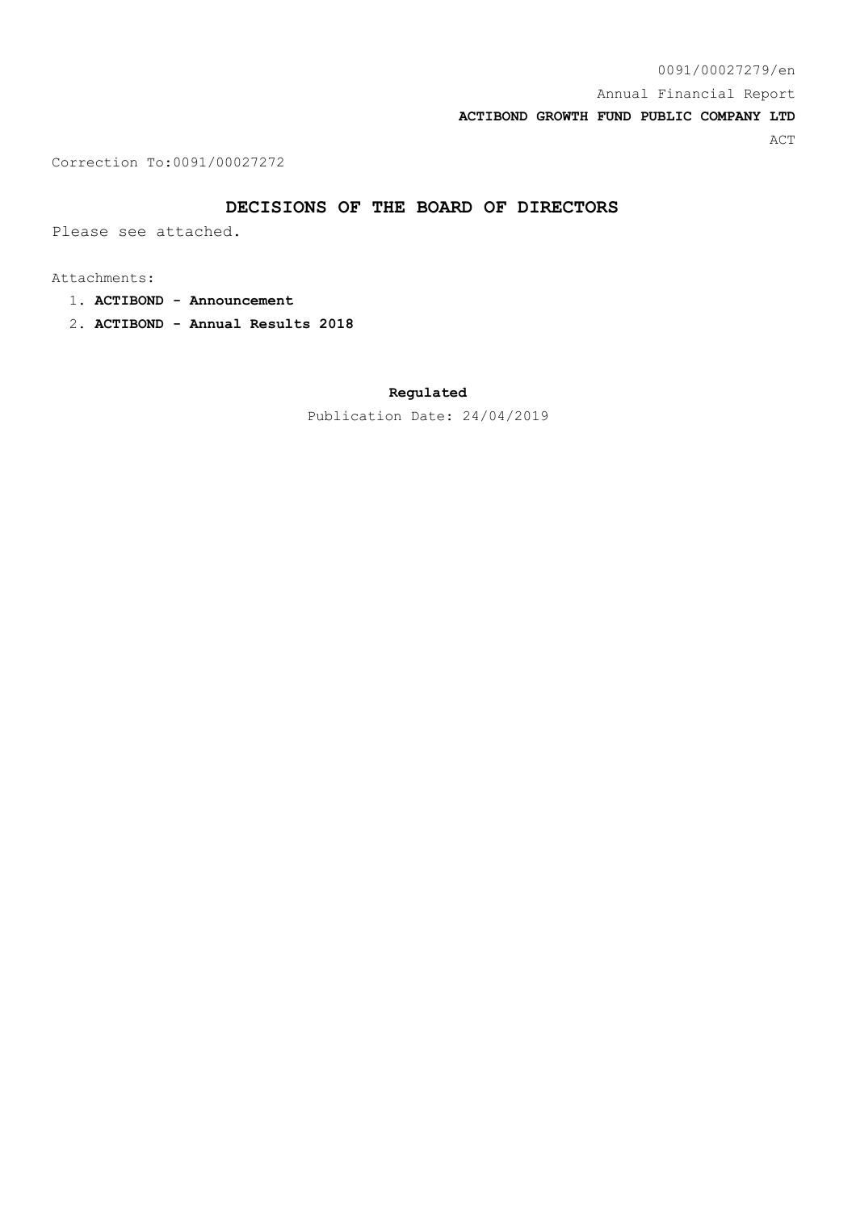0091/00027279/en

Annual Financial Report

**ACTIBOND GROWTH FUND PUBLIC COMPANY LTD**

ACT

Correction To:0091/00027272

# DECISIONS OF THE BOARD OF DIRECTORS

Please see attached.

Attachments:

1. **ACTIBOND - Announcement**
2. **ACTIBOND - Annual Results 2018**

**Regulated**

Publication Date: 24/04/2019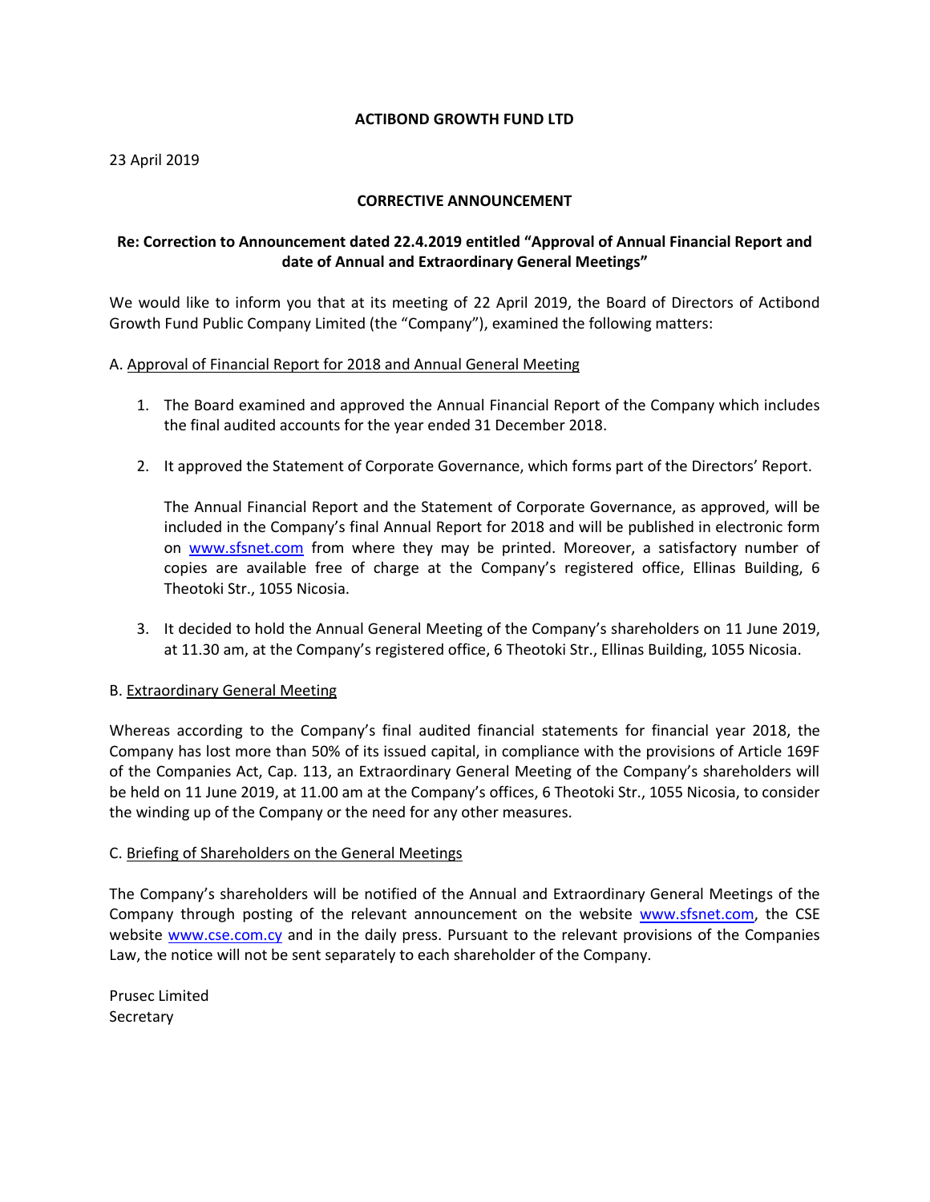**ACTIBOND GROWTH FUND LTD**

23 April 2019

**CORRECTIVE ANNOUNCEMENT**

**Re: Correction to Announcement dated 22.4.2019 entitled "Approval of Annual Financial Report and date of Annual and Extraordinary General Meetings"**

We would like to inform you that at its meeting of 22 April 2019, the Board of Directors of Actibond Growth Fund Public Company Limited (the "Company"), examined the following matters:

A. Approval of Financial Report for 2018 and Annual General Meeting

1. The Board examined and approved the Annual Financial Report of the Company which includes the final audited accounts for the year ended 31 December 2018.

2. It approved the Statement of Corporate Governance, which forms part of the Directors' Report.

   The Annual Financial Report and the Statement of Corporate Governance, as approved, will be included in the Company's final Annual Report for 2018 and will be published in electronic form on www.sfsnet.com from where they may be printed. Moreover, a satisfactory number of copies are available free of charge at the Company's registered office, Ellinas Building, 6 Theotoki Str., 1055 Nicosia.

3. It decided to hold the Annual General Meeting of the Company's shareholders on 11 June 2019, at 11.30 am, at the Company's registered office, 6 Theotoki Str., Ellinas Building, 1055 Nicosia.

B. Extraordinary General Meeting

Whereas according to the Company's final audited financial statements for financial year 2018, the Company has lost more than 50% of its issued capital, in compliance with the provisions of Article 169F of the Companies Act, Cap. 113, an Extraordinary General Meeting of the Company's shareholders will be held on 11 June 2019, at 11.00 am at the Company's offices, 6 Theotoki Str., 1055 Nicosia, to consider the winding up of the Company or the need for any other measures.

C. Briefing of Shareholders on the General Meetings

The Company's shareholders will be notified of the Annual and Extraordinary General Meetings of the Company through posting of the relevant announcement on the website www.sfsnet.com, the CSE website www.cse.com.cy and in the daily press. Pursuant to the relevant provisions of the Companies Law, the notice will not be sent separately to each shareholder of the Company.

Prusec Limited
Secretary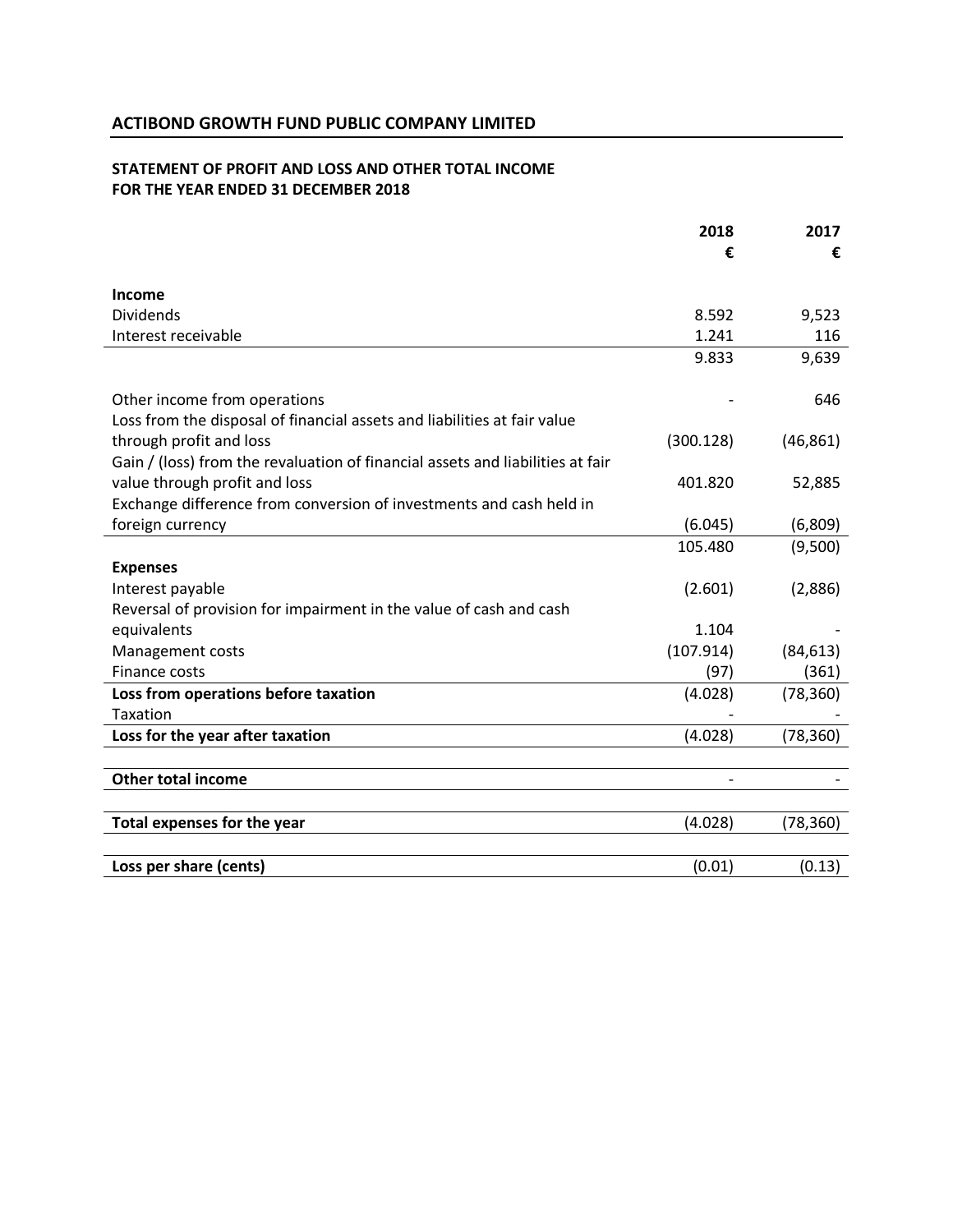## ACTIBOND GROWTH FUND PUBLIC COMPANY LIMITED

### STATEMENT OF PROFIT AND LOSS AND OTHER TOTAL INCOME
### FOR THE YEAR ENDED 31 DECEMBER 2018

| | 2018 € | 2017 € |
|---|---|---|
| **Income** | | |
| Dividends | 8.592 | 9,523 |
| Interest receivable | 1.241 | 116 |
| | 9.833 | 9,639 |
| Other income from operations | - | 646 |
| Loss from the disposal of financial assets and liabilities at fair value through profit and loss | (300.128) | (46,861) |
| Gain / (loss) from the revaluation of financial assets and liabilities at fair value through profit and loss | 401.820 | 52,885 |
| Exchange difference from conversion of investments and cash held in foreign currency | (6.045) | (6,809) |
| | 105.480 | (9,500) |
| **Expenses** | | |
| Interest payable | (2.601) | (2,886) |
| Reversal of provision for impairment in the value of cash and cash equivalents | 1.104 | - |
| Management costs | (107.914) | (84,613) |
| Finance costs | (97) | (361) |
| **Loss from operations before taxation** | (4.028) | (78,360) |
| Taxation | - | - |
| **Loss for the year after taxation** | (4.028) | (78,360) |
| **Other total income** | - | - |
| **Total expenses for the year** | (4.028) | (78,360) |
| **Loss per share (cents)** | (0.01) | (0.13) |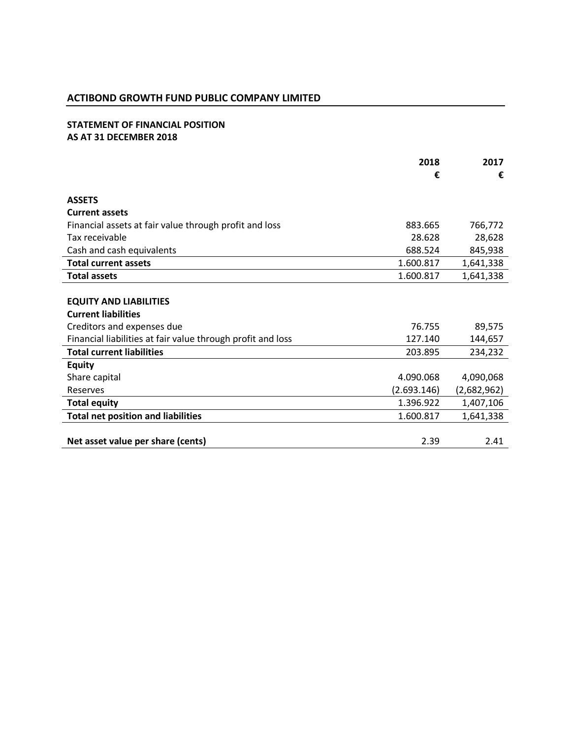## ACTIBOND GROWTH FUND PUBLIC COMPANY LIMITED

### STATEMENT OF FINANCIAL POSITION
### AS AT 31 DECEMBER 2018

| | 2018 | 2017 |
|---|---|---|
| | € | € |
| **ASSETS** | | |
| **Current assets** | | |
| Financial assets at fair value through profit and loss | 883.665 | 766,772 |
| Tax receivable | 28.628 | 28,628 |
| Cash and cash equivalents | 688.524 | 845,938 |
| **Total current assets** | 1.600.817 | 1,641,338 |
| **Total assets** | 1.600.817 | 1,641,338 |
| | | |
| **EQUITY AND LIABILITIES** | | |
| **Current liabilities** | | |
| Creditors and expenses due | 76.755 | 89,575 |
| Financial liabilities at fair value through profit and loss | 127.140 | 144,657 |
| **Total current liabilities** | 203.895 | 234,232 |
| **Equity** | | |
| Share capital | 4.090.068 | 4,090,068 |
| Reserves | (2.693.146) | (2,682,962) |
| **Total equity** | 1.396.922 | 1,407,106 |
| **Total net position and liabilities** | 1.600.817 | 1,641,338 |
| | | |
| **Net asset value per share (cents)** | 2.39 | 2.41 |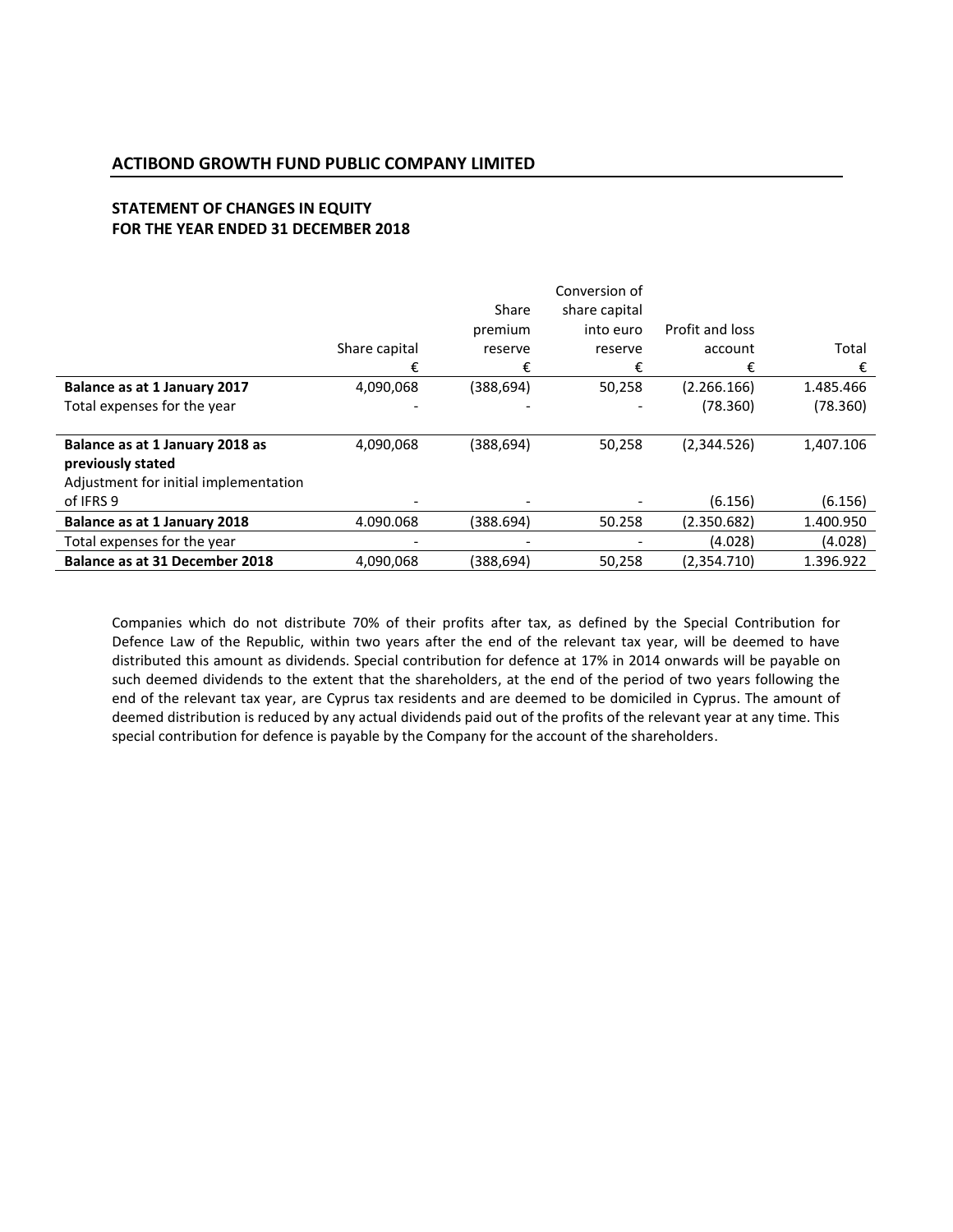## ACTIBOND GROWTH FUND PUBLIC COMPANY LIMITED

### STATEMENT OF CHANGES IN EQUITY
### FOR THE YEAR ENDED 31 DECEMBER 2018

| | Share capital | Share premium reserve | Conversion of share capital into euro reserve | Profit and loss account | Total |
|---|---|---|---|---|---|
| | € | € | € | € | € |
| **Balance as at 1 January 2017** | 4,090,068 | (388,694) | 50,258 | (2.266.166) | 1.485.466 |
| Total expenses for the year | - | - | - | (78.360) | (78.360) |
| **Balance as at 1 January 2018 as previously stated** | 4,090,068 | (388,694) | 50,258 | (2,344.526) | 1,407.106 |
| Adjustment for initial implementation of IFRS 9 | - | - | - | (6.156) | (6.156) |
| **Balance as at 1 January 2018** | 4.090.068 | (388.694) | 50.258 | (2.350.682) | 1.400.950 |
| Total expenses for the year | - | - | - | (4.028) | (4.028) |
| **Balance as at 31 December 2018** | 4,090,068 | (388,694) | 50,258 | (2,354.710) | 1.396.922 |

Companies which do not distribute 70% of their profits after tax, as defined by the Special Contribution for Defence Law of the Republic, within two years after the end of the relevant tax year, will be deemed to have distributed this amount as dividends. Special contribution for defence at 17% in 2014 onwards will be payable on such deemed dividends to the extent that the shareholders, at the end of the period of two years following the end of the relevant tax year, are Cyprus tax residents and are deemed to be domiciled in Cyprus. The amount of deemed distribution is reduced by any actual dividends paid out of the profits of the relevant year at any time. This special contribution for defence is payable by the Company for the account of the shareholders.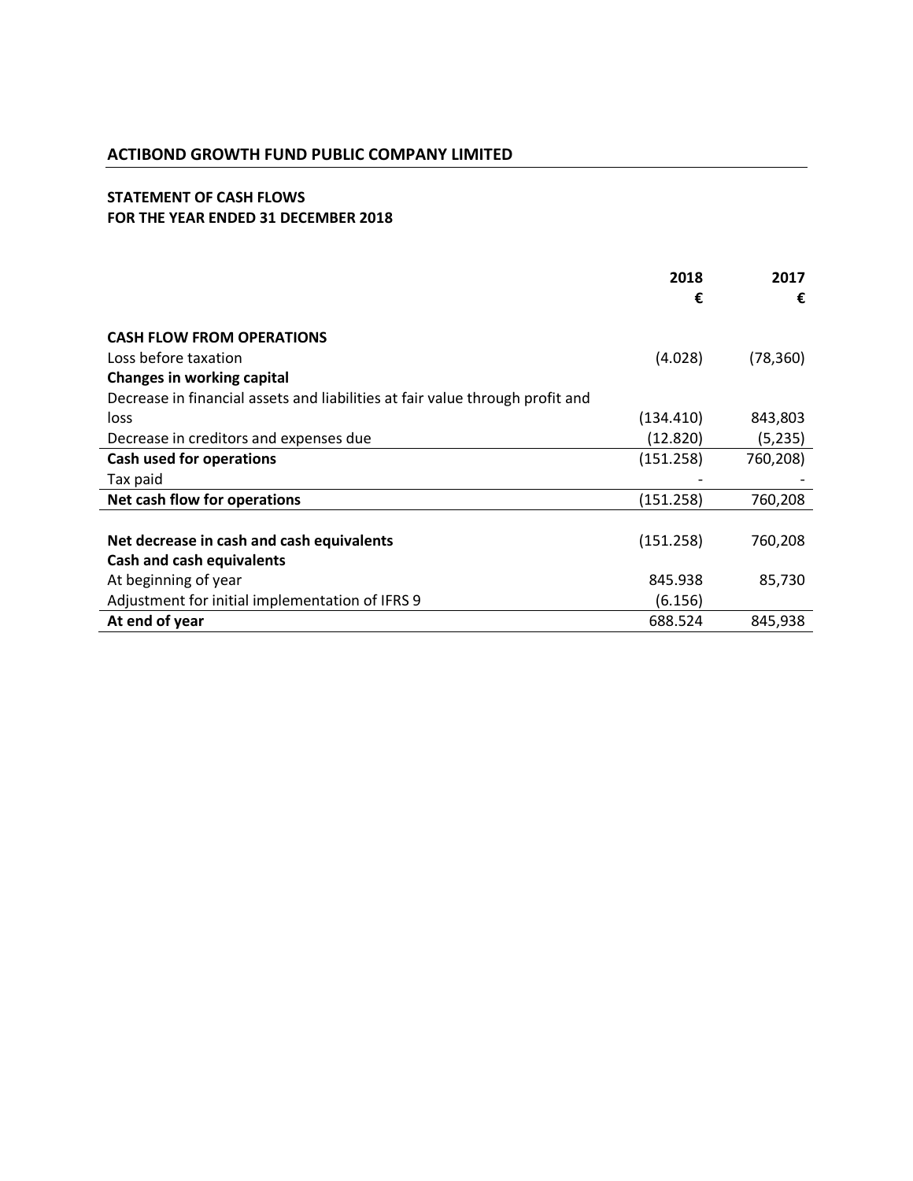## ACTIBOND GROWTH FUND PUBLIC COMPANY LIMITED

### STATEMENT OF CASH FLOWS
### FOR THE YEAR ENDED 31 DECEMBER 2018

| | 2018 | 2017 |
|---|---|---|
| | € | € |
| **CASH FLOW FROM OPERATIONS** | | |
| Loss before taxation | (4.028) | (78,360) |
| **Changes in working capital** | | |
| Decrease in financial assets and liabilities at fair value through profit and loss | (134.410) | 843,803 |
| Decrease in creditors and expenses due | (12.820) | (5,235) |
| **Cash used for operations** | (151.258) | 760,208) |
| Tax paid | - | - |
| **Net cash flow for operations** | (151.258) | 760,208 |
| | | |
| **Net decrease in cash and cash equivalents** | (151.258) | 760,208 |
| **Cash and cash equivalents** | | |
| At beginning of year | 845.938 | 85,730 |
| Adjustment for initial implementation of IFRS 9 | (6.156) | |
| **At end of year** | 688.524 | 845,938 |